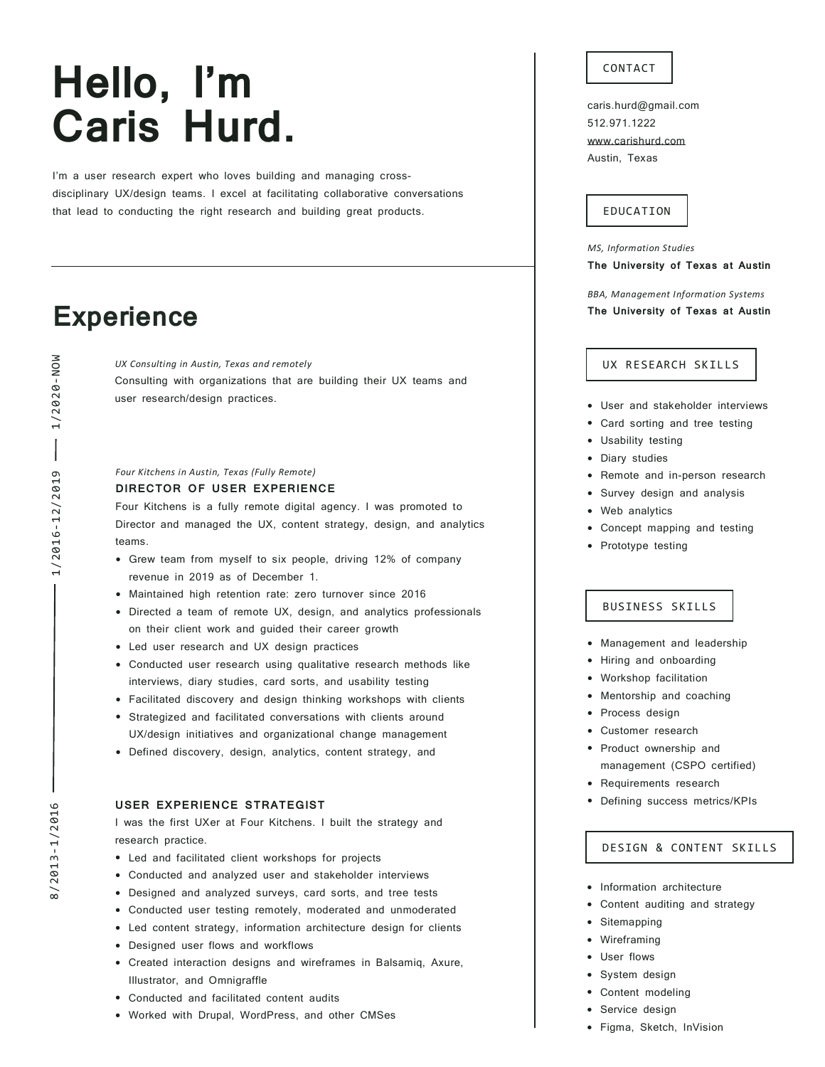# Hello, I'm Caris Hurd.

I'm a user research expert who loves building and managing cross-disciplinary UX/design teams. I excel at facilitating collaborative conversations that lead to conducting the right research and building great products.

## Experience

**1/2020–NOW**

*UX Consulting in Austin, Texas and remotely*

Consulting with organizations that are building their UX teams and user research/design practices.

**1/2016–12/2019**

*Four Kitchens in Austin, Texas (Fully Remote)*

### DIRECTOR OF USER EXPERIENCE

Four Kitchens is a fully remote digital agency. I was promoted to Director and managed the UX, content strategy, design, and analytics teams.

- Grew team from myself to six people, driving 12% of company revenue in 2019 as of December 1.
- Maintained high retention rate: zero turnover since 2016
- Directed a team of remote UX, design, and analytics professionals on their client work and guided their career growth
- Led user research and UX design practices
- Conducted user research using qualitative research methods like interviews, diary studies, card sorts, and usability testing
- Facilitated discovery and design thinking workshops with clients
- Strategized and facilitated conversations with clients around UX/design initiatives and organizational change management
- Defined discovery, design, analytics, content strategy, and

**8/2013–1/2016**

### USER EXPERIENCE STRATEGIST

I was the first UXer at Four Kitchens. I built the strategy and research practice.

- Led and facilitated client workshops for projects
- Conducted and analyzed user and stakeholder interviews
- Designed and analyzed surveys, card sorts, and tree tests
- Conducted user testing remotely, moderated and unmoderated
- Led content strategy, information architecture design for clients
- Designed user flows and workflows
- Created interaction designs and wireframes in Balsamiq, Axure, Illustrator, and Omnigraffle
- Conducted and facilitated content audits
- Worked with Drupal, WordPress, and other CMSes

## CONTACT

caris.hurd@gmail.com
512.971.1222
www.carishurd.com
Austin, Texas

## EDUCATION

*MS, Information Studies*
**The University of Texas at Austin**

*BBA, Management Information Systems*
**The University of Texas at Austin**

## UX RESEARCH SKILLS

- User and stakeholder interviews
- Card sorting and tree testing
- Usability testing
- Diary studies
- Remote and in-person research
- Survey design and analysis
- Web analytics
- Concept mapping and testing
- Prototype testing

## BUSINESS SKILLS

- Management and leadership
- Hiring and onboarding
- Workshop facilitation
- Mentorship and coaching
- Process design
- Customer research
- Product ownership and management (CSPO certified)
- Requirements research
- Defining success metrics/KPIs

## DESIGN & CONTENT SKILLS

- Information architecture
- Content auditing and strategy
- Sitemapping
- Wireframing
- User flows
- System design
- Content modeling
- Service design
- Figma, Sketch, InVision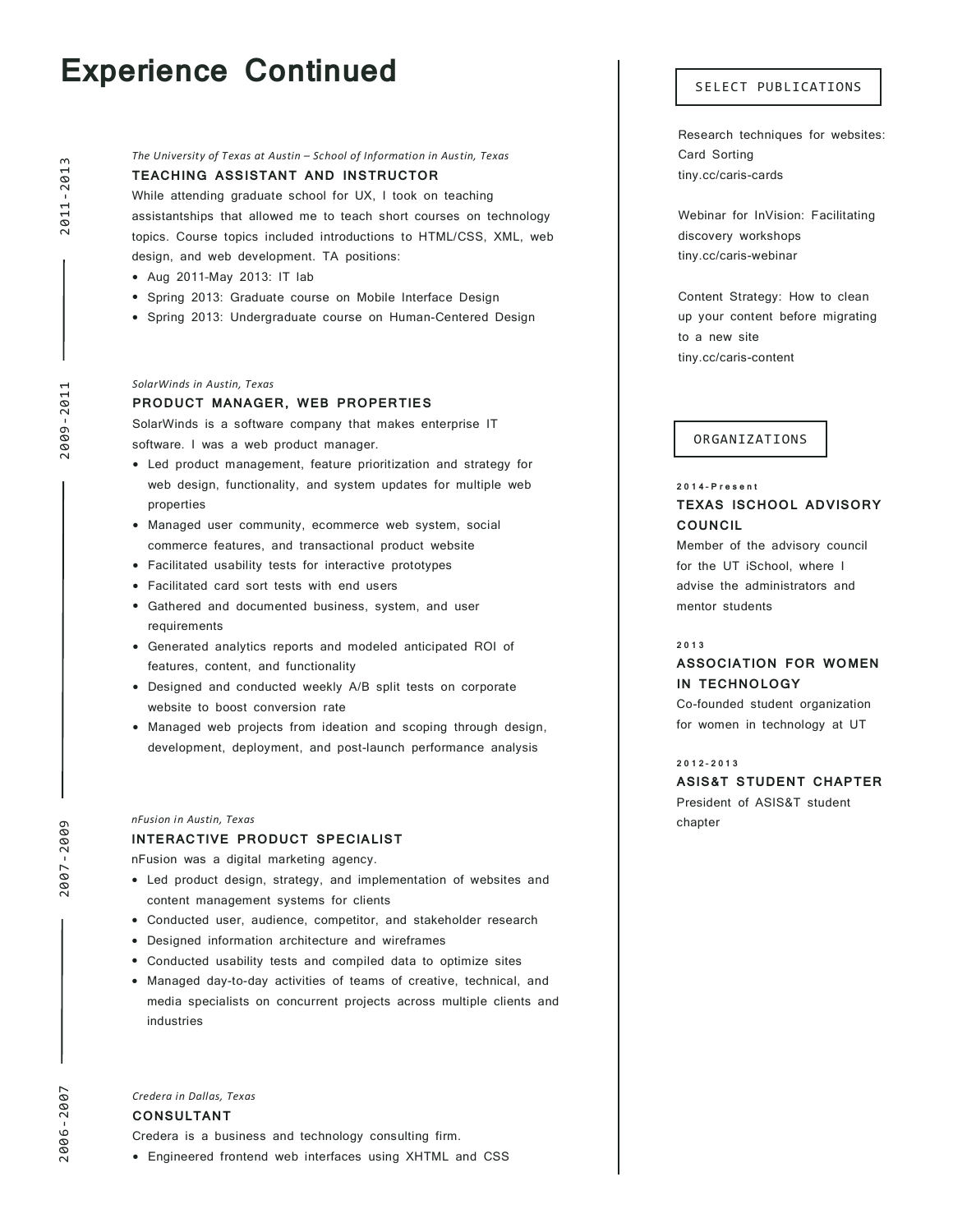# Experience Continued

2011-2013

*The University of Texas at Austin – School of Information in Austin, Texas*

**TEACHING ASSISTANT AND INSTRUCTOR**

While attending graduate school for UX, I took on teaching assistantships that allowed me to teach short courses on technology topics. Course topics included introductions to HTML/CSS, XML, web design, and web development. TA positions:

- Aug 2011-May 2013: IT lab
- Spring 2013: Graduate course on Mobile Interface Design
- Spring 2013: Undergraduate course on Human-Centered Design

2009-2011

*SolarWinds in Austin, Texas*

**PRODUCT MANAGER, WEB PROPERTIES**

SolarWinds is a software company that makes enterprise IT software. I was a web product manager.

- Led product management, feature prioritization and strategy for web design, functionality, and system updates for multiple web properties
- Managed user community, ecommerce web system, social commerce features, and transactional product website
- Facilitated usability tests for interactive prototypes
- Facilitated card sort tests with end users
- Gathered and documented business, system, and user requirements
- Generated analytics reports and modeled anticipated ROI of features, content, and functionality
- Designed and conducted weekly A/B split tests on corporate website to boost conversion rate
- Managed web projects from ideation and scoping through design, development, deployment, and post-launch performance analysis

2007-2009

*nFusion in Austin, Texas*

**INTERACTIVE PRODUCT SPECIALIST**

nFusion was a digital marketing agency.

- Led product design, strategy, and implementation of websites and content management systems for clients
- Conducted user, audience, competitor, and stakeholder research
- Designed information architecture and wireframes
- Conducted usability tests and compiled data to optimize sites
- Managed day-to-day activities of teams of creative, technical, and media specialists on concurrent projects across multiple clients and industries

2006-2007

*Credera in Dallas, Texas*

**CONSULTANT**

Credera is a business and technology consulting firm.

- Engineered frontend web interfaces using XHTML and CSS

## SELECT PUBLICATIONS

Research techniques for websites: Card Sorting
tiny.cc/caris-cards

Webinar for InVision: Facilitating discovery workshops
tiny.cc/caris-webinar

Content Strategy: How to clean up your content before migrating to a new site
tiny.cc/caris-content

## ORGANIZATIONS

**2014-Present**

**TEXAS ISCHOOL ADVISORY COUNCIL**

Member of the advisory council for the UT iSchool, where I advise the administrators and mentor students

**2013**

**ASSOCIATION FOR WOMEN IN TECHNOLOGY**

Co-founded student organization for women in technology at UT

**2012-2013**

**ASIS&T STUDENT CHAPTER**

President of ASIS&T student chapter